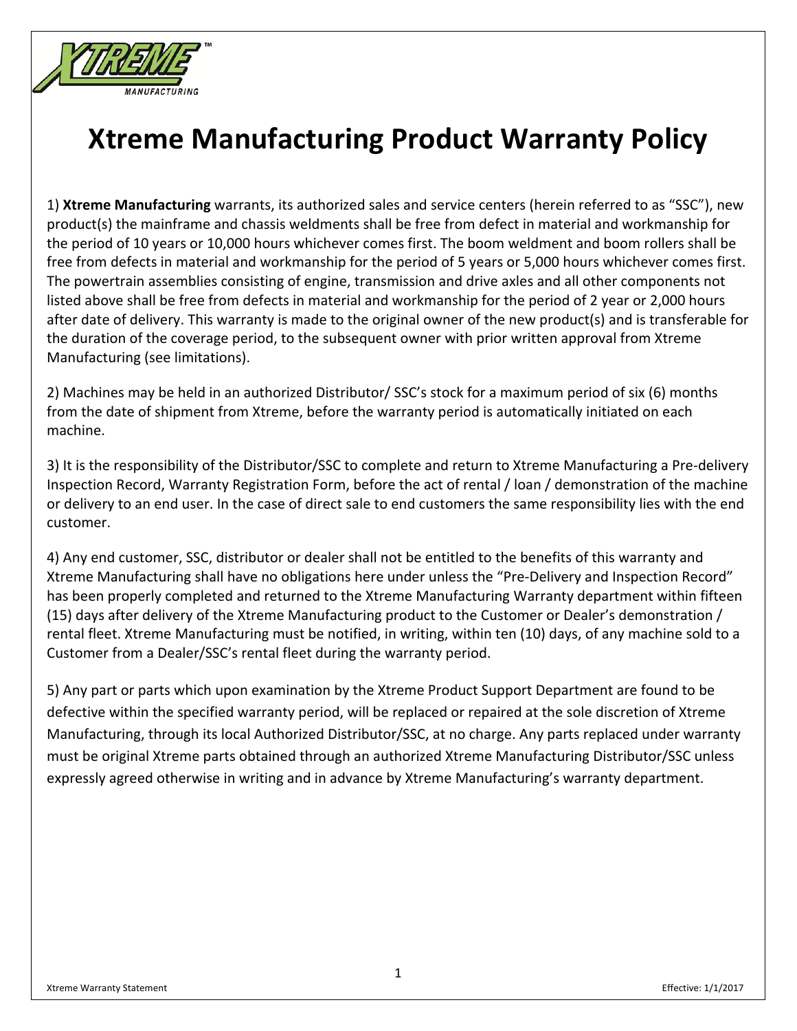# Xtreme Manufacturing Product Warranty Policy

1) **Xtreme Manufacturing** warrants, its authorized sales and service centers (herein referred to as "SSC"), new product(s) the mainframe and chassis weldments shall be free from defect in material and workmanship for the period of 10 years or 10,000 hours whichever comes first. The boom weldment and boom rollers shall be free from defects in material and workmanship for the period of 5 years or 5,000 hours whichever comes first. The powertrain assemblies consisting of engine, transmission and drive axles and all other components not listed above shall be free from defects in material and workmanship for the period of 2 year or 2,000 hours after date of delivery. This warranty is made to the original owner of the new product(s) and is transferable for the duration of the coverage period, to the subsequent owner with prior written approval from Xtreme Manufacturing (see limitations).

2) Machines may be held in an authorized Distributor/ SSC's stock for a maximum period of six (6) months from the date of shipment from Xtreme, before the warranty period is automatically initiated on each machine.

3) It is the responsibility of the Distributor/SSC to complete and return to Xtreme Manufacturing a Pre-delivery Inspection Record, Warranty Registration Form, before the act of rental / loan / demonstration of the machine or delivery to an end user. In the case of direct sale to end customers the same responsibility lies with the end customer.

4) Any end customer, SSC, distributor or dealer shall not be entitled to the benefits of this warranty and Xtreme Manufacturing shall have no obligations here under unless the "Pre-Delivery and Inspection Record" has been properly completed and returned to the Xtreme Manufacturing Warranty department within fifteen (15) days after delivery of the Xtreme Manufacturing product to the Customer or Dealer's demonstration / rental fleet. Xtreme Manufacturing must be notified, in writing, within ten (10) days, of any machine sold to a Customer from a Dealer/SSC's rental fleet during the warranty period.

5) Any part or parts which upon examination by the Xtreme Product Support Department are found to be defective within the specified warranty period, will be replaced or repaired at the sole discretion of Xtreme Manufacturing, through its local Authorized Distributor/SSC, at no charge. Any parts replaced under warranty must be original Xtreme parts obtained through an authorized Xtreme Manufacturing Distributor/SSC unless expressly agreed otherwise in writing and in advance by Xtreme Manufacturing's warranty department.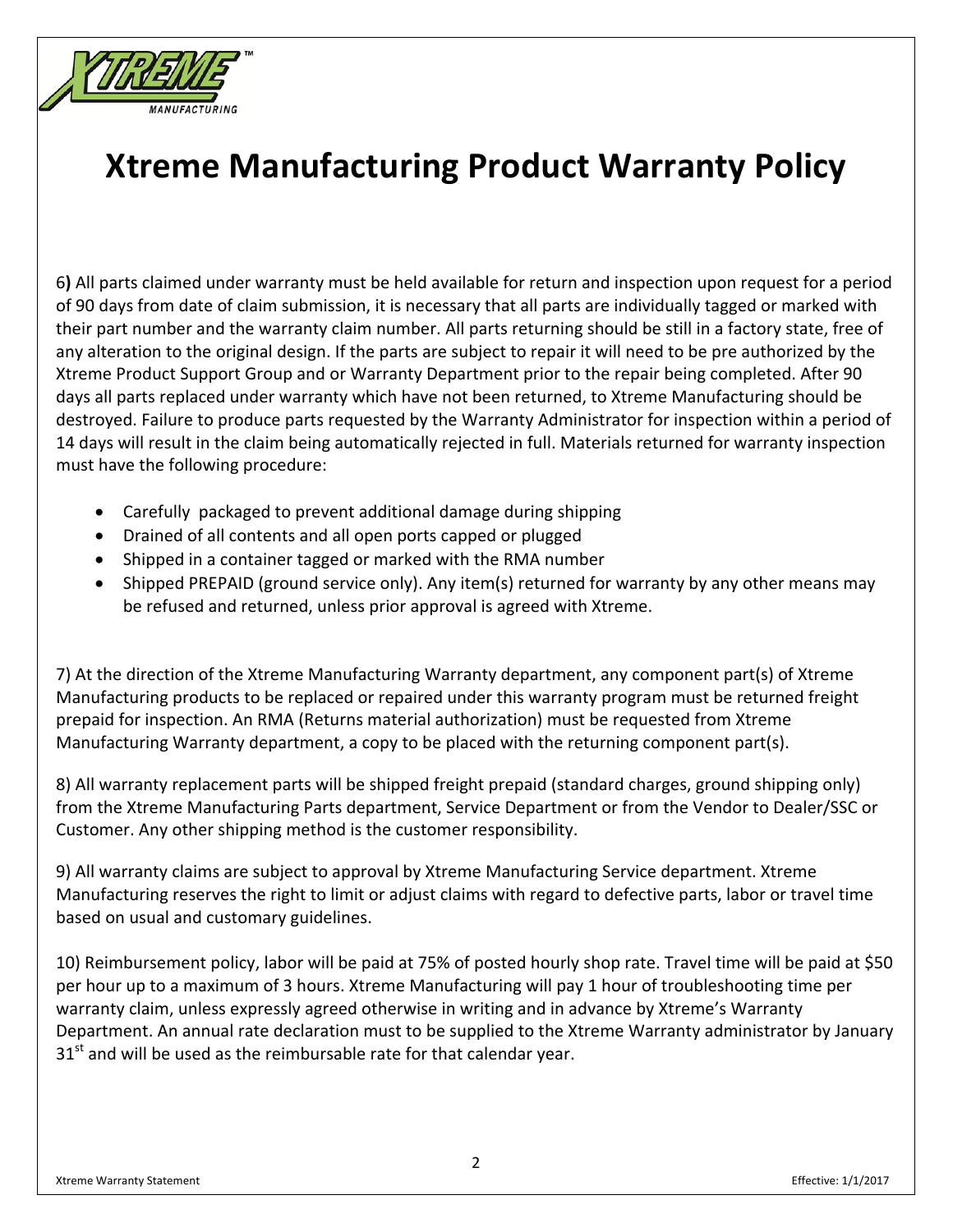# Xtreme Manufacturing Product Warranty Policy

6) All parts claimed under warranty must be held available for return and inspection upon request for a period of 90 days from date of claim submission, it is necessary that all parts are individually tagged or marked with their part number and the warranty claim number. All parts returning should be still in a factory state, free of any alteration to the original design. If the parts are subject to repair it will need to be pre authorized by the Xtreme Product Support Group and or Warranty Department prior to the repair being completed. After 90 days all parts replaced under warranty which have not been returned, to Xtreme Manufacturing should be destroyed. Failure to produce parts requested by the Warranty Administrator for inspection within a period of 14 days will result in the claim being automatically rejected in full. Materials returned for warranty inspection must have the following procedure:

- Carefully packaged to prevent additional damage during shipping
- Drained of all contents and all open ports capped or plugged
- Shipped in a container tagged or marked with the RMA number
- Shipped PREPAID (ground service only). Any item(s) returned for warranty by any other means may be refused and returned, unless prior approval is agreed with Xtreme.

7) At the direction of the Xtreme Manufacturing Warranty department, any component part(s) of Xtreme Manufacturing products to be replaced or repaired under this warranty program must be returned freight prepaid for inspection. An RMA (Returns material authorization) must be requested from Xtreme Manufacturing Warranty department, a copy to be placed with the returning component part(s).

8) All warranty replacement parts will be shipped freight prepaid (standard charges, ground shipping only) from the Xtreme Manufacturing Parts department, Service Department or from the Vendor to Dealer/SSC or Customer. Any other shipping method is the customer responsibility.

9) All warranty claims are subject to approval by Xtreme Manufacturing Service department. Xtreme Manufacturing reserves the right to limit or adjust claims with regard to defective parts, labor or travel time based on usual and customary guidelines.

10) Reimbursement policy, labor will be paid at 75% of posted hourly shop rate. Travel time will be paid at $50 per hour up to a maximum of 3 hours. Xtreme Manufacturing will pay 1 hour of troubleshooting time per warranty claim, unless expressly agreed otherwise in writing and in advance by Xtreme's Warranty Department. An annual rate declaration must to be supplied to the Xtreme Warranty administrator by January 31st and will be used as the reimbursable rate for that calendar year.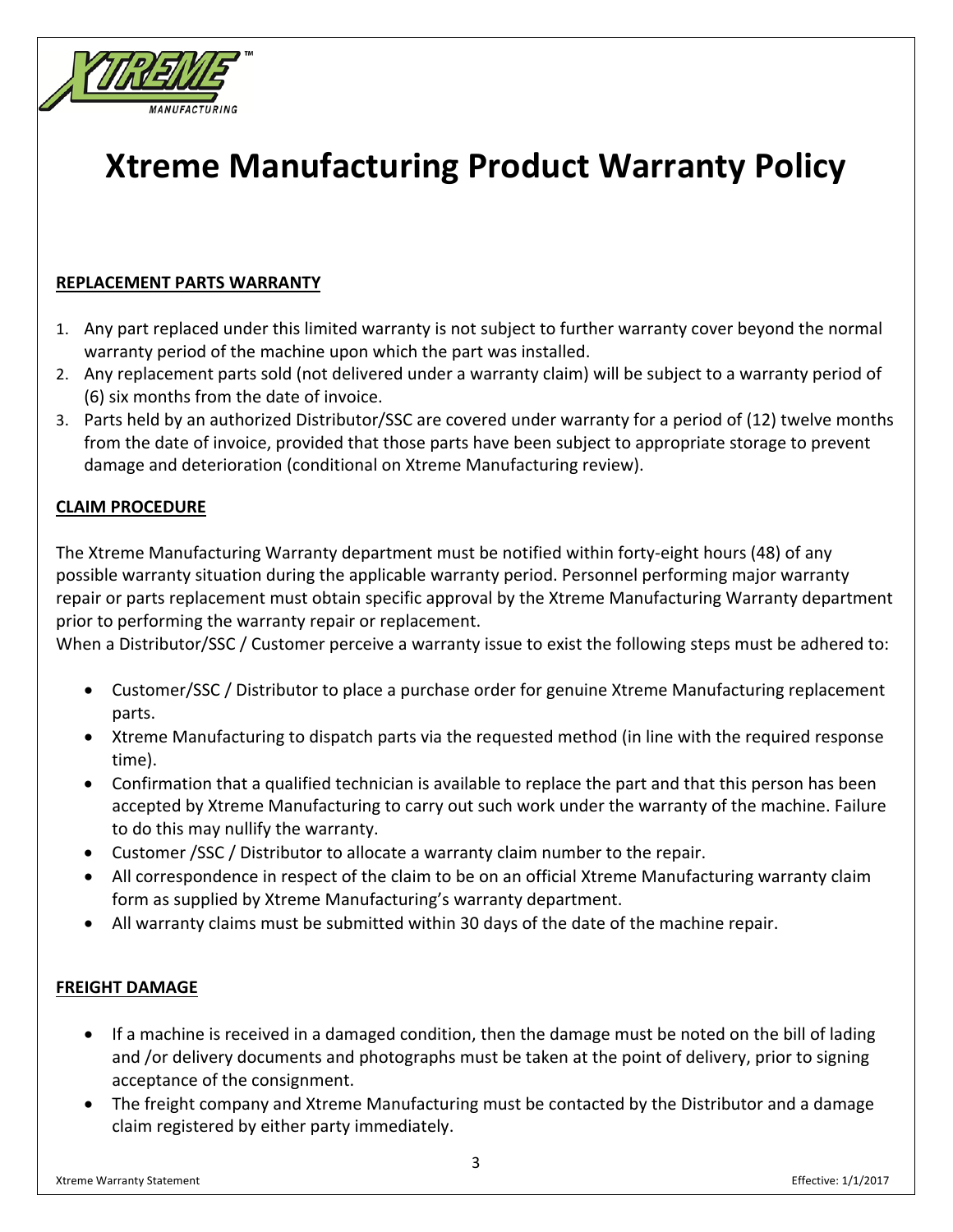# Xtreme Manufacturing Product Warranty Policy

## REPLACEMENT PARTS WARRANTY

1. Any part replaced under this limited warranty is not subject to further warranty cover beyond the normal warranty period of the machine upon which the part was installed.
2. Any replacement parts sold (not delivered under a warranty claim) will be subject to a warranty period of (6) six months from the date of invoice.
3. Parts held by an authorized Distributor/SSC are covered under warranty for a period of (12) twelve months from the date of invoice, provided that those parts have been subject to appropriate storage to prevent damage and deterioration (conditional on Xtreme Manufacturing review).

## CLAIM PROCEDURE

The Xtreme Manufacturing Warranty department must be notified within forty-eight hours (48) of any possible warranty situation during the applicable warranty period. Personnel performing major warranty repair or parts replacement must obtain specific approval by the Xtreme Manufacturing Warranty department prior to performing the warranty repair or replacement.

When a Distributor/SSC / Customer perceive a warranty issue to exist the following steps must be adhered to:

- Customer/SSC / Distributor to place a purchase order for genuine Xtreme Manufacturing replacement parts.
- Xtreme Manufacturing to dispatch parts via the requested method (in line with the required response time).
- Confirmation that a qualified technician is available to replace the part and that this person has been accepted by Xtreme Manufacturing to carry out such work under the warranty of the machine. Failure to do this may nullify the warranty.
- Customer /SSC / Distributor to allocate a warranty claim number to the repair.
- All correspondence in respect of the claim to be on an official Xtreme Manufacturing warranty claim form as supplied by Xtreme Manufacturing's warranty department.
- All warranty claims must be submitted within 30 days of the date of the machine repair.

## FREIGHT DAMAGE

- If a machine is received in a damaged condition, then the damage must be noted on the bill of lading and /or delivery documents and photographs must be taken at the point of delivery, prior to signing acceptance of the consignment.
- The freight company and Xtreme Manufacturing must be contacted by the Distributor and a damage claim registered by either party immediately.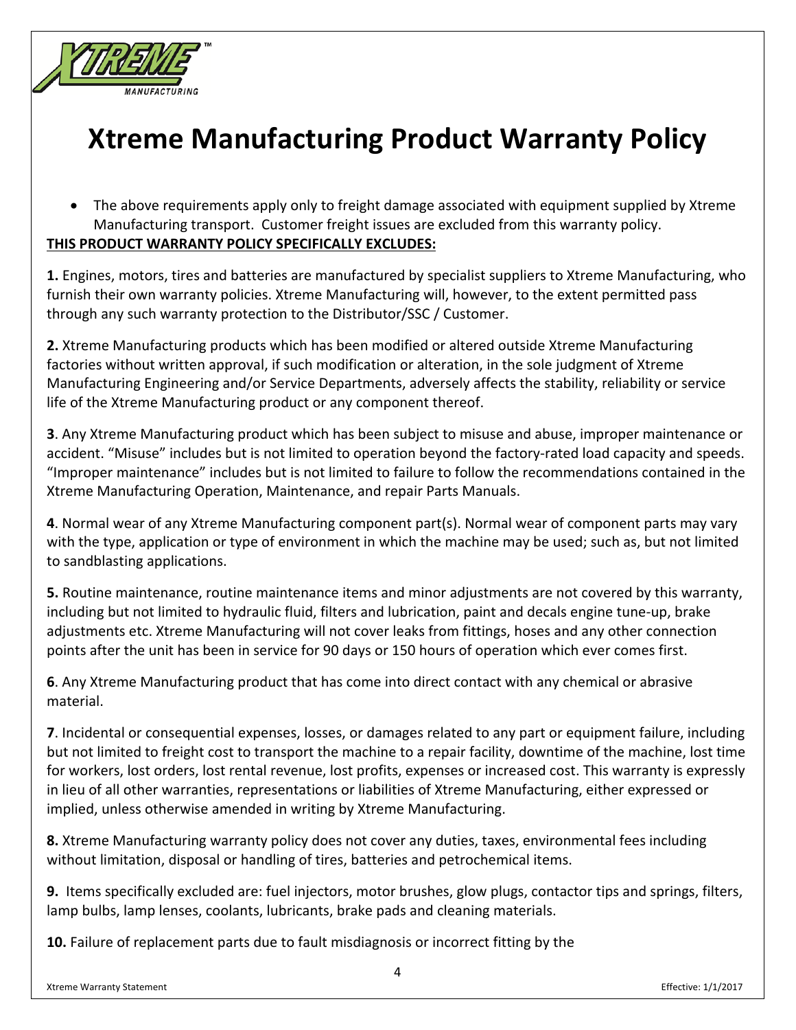# Xtreme Manufacturing Product Warranty Policy

- The above requirements apply only to freight damage associated with equipment supplied by Xtreme Manufacturing transport. Customer freight issues are excluded from this warranty policy.

**THIS PRODUCT WARRANTY POLICY SPECIFICALLY EXCLUDES:**

**1.** Engines, motors, tires and batteries are manufactured by specialist suppliers to Xtreme Manufacturing, who furnish their own warranty policies. Xtreme Manufacturing will, however, to the extent permitted pass through any such warranty protection to the Distributor/SSC / Customer.

**2.** Xtreme Manufacturing products which has been modified or altered outside Xtreme Manufacturing factories without written approval, if such modification or alteration, in the sole judgment of Xtreme Manufacturing Engineering and/or Service Departments, adversely affects the stability, reliability or service life of the Xtreme Manufacturing product or any component thereof.

**3**. Any Xtreme Manufacturing product which has been subject to misuse and abuse, improper maintenance or accident. "Misuse" includes but is not limited to operation beyond the factory-rated load capacity and speeds. "Improper maintenance" includes but is not limited to failure to follow the recommendations contained in the Xtreme Manufacturing Operation, Maintenance, and repair Parts Manuals.

**4**. Normal wear of any Xtreme Manufacturing component part(s). Normal wear of component parts may vary with the type, application or type of environment in which the machine may be used; such as, but not limited to sandblasting applications.

**5.** Routine maintenance, routine maintenance items and minor adjustments are not covered by this warranty, including but not limited to hydraulic fluid, filters and lubrication, paint and decals engine tune-up, brake adjustments etc. Xtreme Manufacturing will not cover leaks from fittings, hoses and any other connection points after the unit has been in service for 90 days or 150 hours of operation which ever comes first.

**6**. Any Xtreme Manufacturing product that has come into direct contact with any chemical or abrasive material.

**7**. Incidental or consequential expenses, losses, or damages related to any part or equipment failure, including but not limited to freight cost to transport the machine to a repair facility, downtime of the machine, lost time for workers, lost orders, lost rental revenue, lost profits, expenses or increased cost. This warranty is expressly in lieu of all other warranties, representations or liabilities of Xtreme Manufacturing, either expressed or implied, unless otherwise amended in writing by Xtreme Manufacturing.

**8.** Xtreme Manufacturing warranty policy does not cover any duties, taxes, environmental fees including without limitation, disposal or handling of tires, batteries and petrochemical items.

**9.** Items specifically excluded are: fuel injectors, motor brushes, glow plugs, contactor tips and springs, filters, lamp bulbs, lamp lenses, coolants, lubricants, brake pads and cleaning materials.

**10.** Failure of replacement parts due to fault misdiagnosis or incorrect fitting by the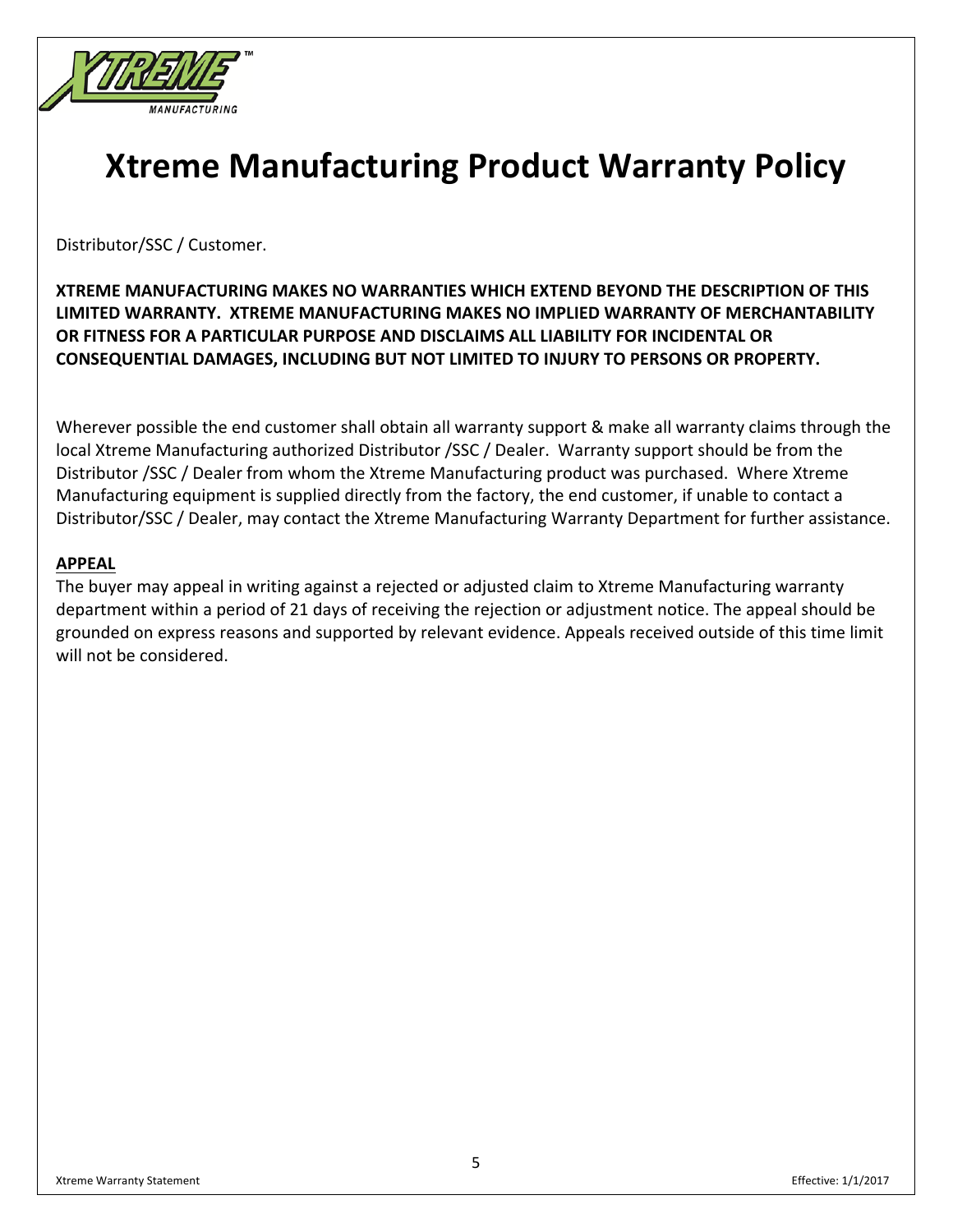# Xtreme Manufacturing Product Warranty Policy

Distributor/SSC / Customer.

**XTREME MANUFACTURING MAKES NO WARRANTIES WHICH EXTEND BEYOND THE DESCRIPTION OF THIS LIMITED WARRANTY. XTREME MANUFACTURING MAKES NO IMPLIED WARRANTY OF MERCHANTABILITY OR FITNESS FOR A PARTICULAR PURPOSE AND DISCLAIMS ALL LIABILITY FOR INCIDENTAL OR CONSEQUENTIAL DAMAGES, INCLUDING BUT NOT LIMITED TO INJURY TO PERSONS OR PROPERTY.**

Wherever possible the end customer shall obtain all warranty support & make all warranty claims through the local Xtreme Manufacturing authorized Distributor /SSC / Dealer. Warranty support should be from the Distributor /SSC / Dealer from whom the Xtreme Manufacturing product was purchased. Where Xtreme Manufacturing equipment is supplied directly from the factory, the end customer, if unable to contact a Distributor/SSC / Dealer, may contact the Xtreme Manufacturing Warranty Department for further assistance.

## APPEAL

The buyer may appeal in writing against a rejected or adjusted claim to Xtreme Manufacturing warranty department within a period of 21 days of receiving the rejection or adjustment notice. The appeal should be grounded on express reasons and supported by relevant evidence. Appeals received outside of this time limit will not be considered.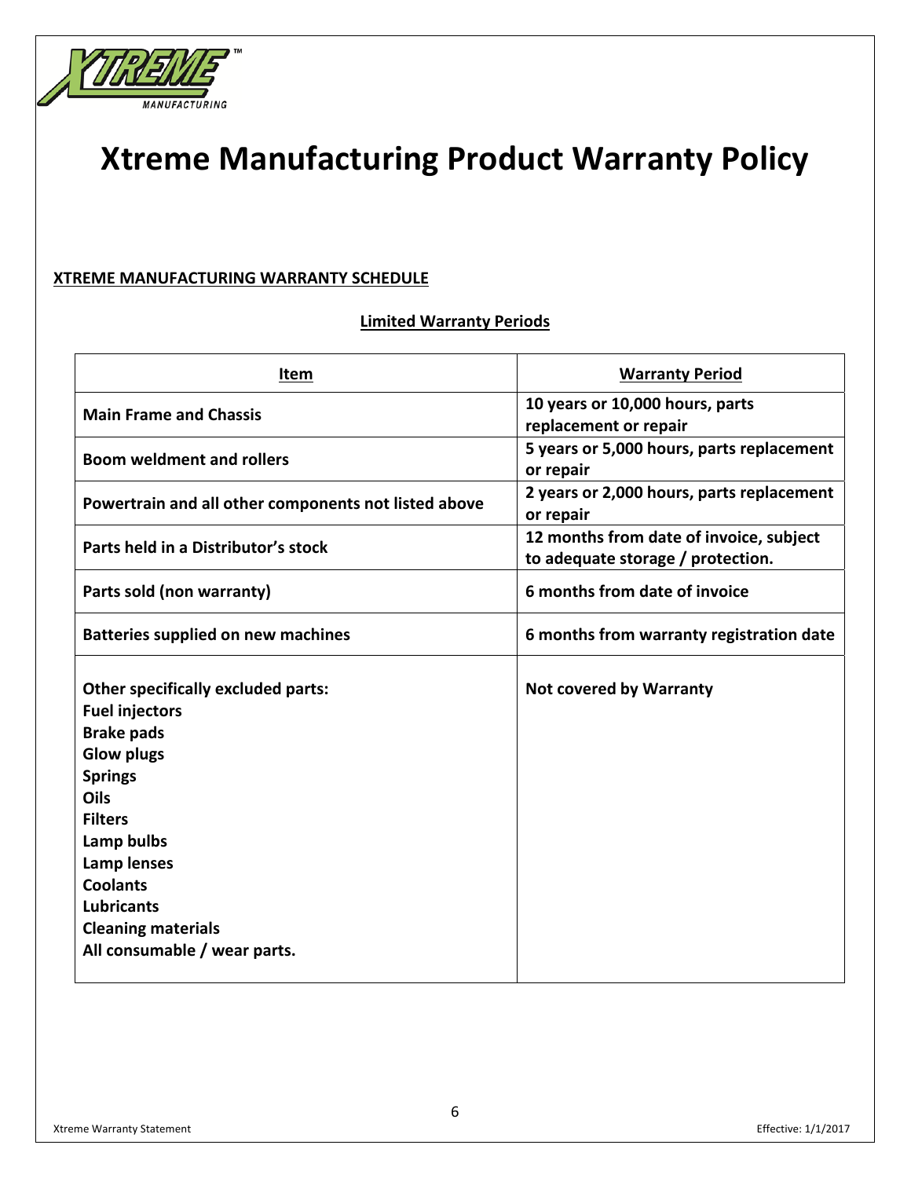# Xtreme Manufacturing Product Warranty Policy

**XTREME MANUFACTURING WARRANTY SCHEDULE**

**Limited Warranty Periods**

| Item | Warranty Period |
|---|---|
| **Main Frame and Chassis** | **10 years or 10,000 hours, parts replacement or repair** |
| **Boom weldment and rollers** | **5 years or 5,000 hours, parts replacement or repair** |
| **Powertrain and all other components not listed above** | **2 years or 2,000 hours, parts replacement or repair** |
| **Parts held in a Distributor's stock** | **12 months from date of invoice, subject to adequate storage / protection.** |
| **Parts sold (non warranty)** | **6 months from date of invoice** |
| **Batteries supplied on new machines** | **6 months from warranty registration date** |
| **Other specifically excluded parts:**<br>**Fuel injectors**<br>**Brake pads**<br>**Glow plugs**<br>**Springs**<br>**Oils**<br>**Filters**<br>**Lamp bulbs**<br>**Lamp lenses**<br>**Coolants**<br>**Lubricants**<br>**Cleaning materials**<br>**All consumable / wear parts.** | **Not covered by Warranty** |